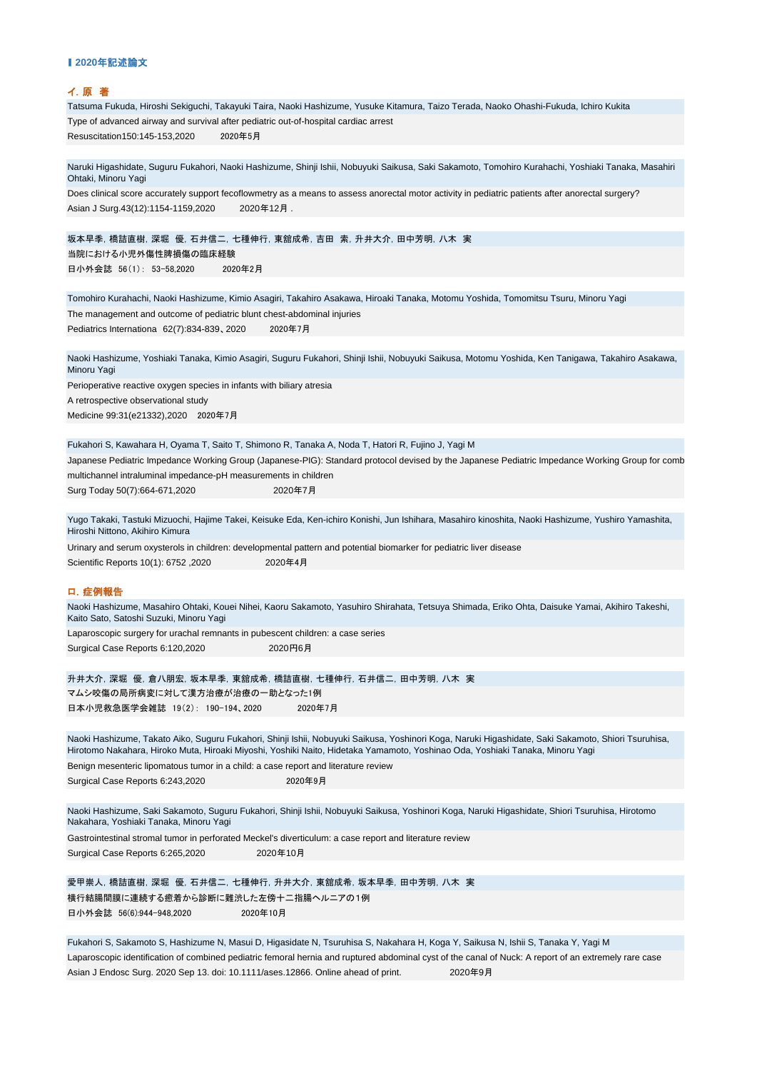## ▍2020年記述論文

### イ. 原　著

Tatsuma Fukuda, Hiroshi Sekiguchi, Takayuki Taira, Naoki Hashizume, Yusuke Kitamura, Taizo Terada, Naoko Ohashi-Fukuda, Ichiro Kukita
Type of advanced airway and survival after pediatric out-of-hospital cardiac arrest
Resuscitation150:145-153,2020　　2020年5月

Naruki Higashidate, Suguru Fukahori, Naoki Hashizume, Shinji Ishii, Nobuyuki Saikusa, Saki Sakamoto, Tomohiro Kurahachi, Yoshiaki Tanaka, Masahiri Ohtaki, Minoru Yagi
Does clinical score accurately support fecoflowmetry as a means to assess anorectal motor activity in pediatric patients after anorectal surgery?
Asian J Surg.43(12):1154-1159,2020　　2020年12月．

坂本早季, 橋詰直樹, 深堀　優, 石井信二, 七種伸行, 東舘成希, 吉田　索, 升井大介, 田中芳明, 八木　実
当院における小児外傷性脾損傷の臨床経験
日小外会誌　56(1)：53-58,2020　　2020年2月

Tomohiro Kurahachi, Naoki Hashizume, Kimio Asagiri, Takahiro Asakawa, Hiroaki Tanaka, Motomu Yoshida, Tomomitsu Tsuru, Minoru Yagi
The management and outcome of pediatric blunt chest-abdominal injuries
Pediatrics Internationa　62(7):834-839、2020　　2020年7月

Naoki Hashizume, Yoshiaki Tanaka, Kimio Asagiri, Suguru Fukahori, Shinji Ishii, Nobuyuki Saikusa, Motomu Yoshida, Ken Tanigawa, Takahiro Asakawa, Minoru Yagi
Perioperative reactive oxygen species in infants with biliary atresia
A retrospective observational study
Medicine 99:31(e21332),2020　2020年7月

Fukahori S, Kawahara H, Oyama T, Saito T, Shimono R, Tanaka A, Noda T, Hatori R, Fujino J, Yagi M
Japanese Pediatric Impedance Working Group (Japanese-PIG): Standard protocol devised by the Japanese Pediatric Impedance Working Group for comb multichannel intraluminal impedance-pH measurements in children
Surg Today 50(7):664-671,2020　　2020年7月

Yugo Takaki, Tastuki Mizuochi, Hajime Takei, Keisuke Eda, Ken-ichiro Konishi, Jun Ishihara, Masahiro kinoshita, Naoki Hashizume, Yushiro Yamashita, Hiroshi Nittono, Akihiro Kimura
Urinary and serum oxysterols in children: developmental pattern and potential biomarker for pediatric liver disease
Scientific Reports 10(1): 6752 ,2020　　2020年4月

### ロ. 症例報告

Naoki Hashizume, Masahiro Ohtaki, Kouei Nihei, Kaoru Sakamoto, Yasuhiro Shirahata, Tetsuya Shimada, Eriko Ohta, Daisuke Yamai, Akihiro Takeshi, Kaito Sato, Satoshi Suzuki, Minoru Yagi
Laparoscopic surgery for urachal remnants in pubescent children: a case series
Surgical Case Reports 6:120,2020　　2020円6月

升井大介, 深堀　優, 倉八朋宏, 坂本早季, 東舘成希, 橋詰直樹, 七種伸行, 石井信二, 田中芳明, 八木　実
マムシ咬傷の局所病変に対して漢方治療が治療の一助となった1例
日本小児救急医学会雑誌　19(2)：190-194、2020　　2020年7月

Naoki Hashizume, Takato Aiko, Suguru Fukahori, Shinji Ishii, Nobuyuki Saikusa, Yoshinori Koga, Naruki Higashidate, Saki Sakamoto, Shiori Tsuruhisa, Hirotomo Nakahara, Hiroko Muta, Hiroaki Miyoshi, Yoshiki Naito, Hidetaka Yamamoto, Yoshinao Oda, Yoshiaki Tanaka, Minoru Yagi
Benign mesenteric lipomatous tumor in a child: a case report and literature review
Surgical Case Reports 6:243,2020　　2020年9月

Naoki Hashizume, Saki Sakamoto, Suguru Fukahori, Shinji Ishii, Nobuyuki Saikusa, Yoshinori Koga, Naruki Higashidate, Shiori Tsuruhisa, Hirotomo Nakahara, Yoshiaki Tanaka, Minoru Yagi
Gastrointestinal stromal tumor in perforated Meckel's diverticulum: a case report and literature review
Surgical Case Reports 6:265,2020　　2020年10月

愛甲崇人, 橋詰直樹, 深堀　優, 石井信二, 七種伸行, 升井大介, 東舘成希, 坂本早季, 田中芳明, 八木　実
横行結腸間膜に連続する癒着から診断に難渋した左傍十二指腸ヘルニアの1例
日小外会誌　56(6):944-948,2020　　2020年10月

Fukahori S, Sakamoto S, Hashizume N, Masui D, Higasidate N, Tsuruhisa S, Nakahara H, Koga Y, Saikusa N, Ishii S, Tanaka Y, Yagi M
Laparoscopic identification of combined pediatric femoral hernia and ruptured abdominal cyst of the canal of Nuck: A report of an extremely rare case
Asian J Endosc Surg. 2020 Sep 13. doi: 10.1111/ases.12866. Online ahead of print.　　2020年9月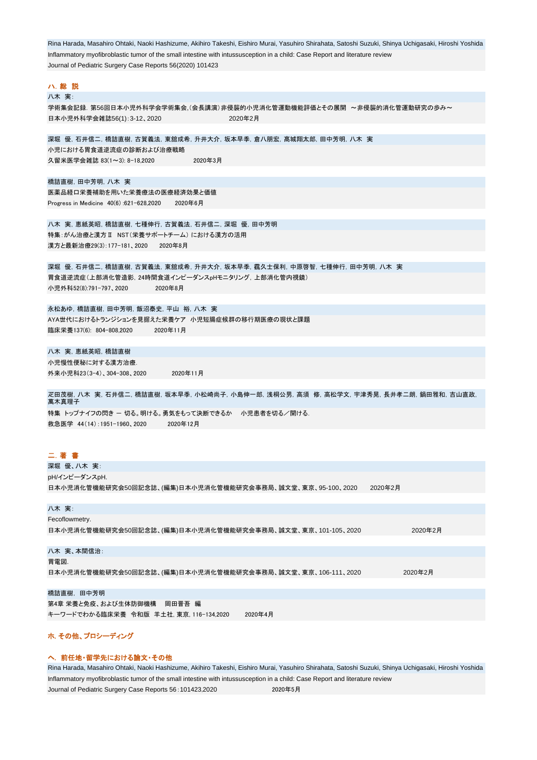Rina Harada, Masahiro Ohtaki, Naoki Hashizume, Akihiro Takeshi, Eishiro Murai, Yasuhiro Shirahata, Satoshi Suzuki, Shinya Uchigasaki, Hiroshi Yoshida
Inflammatory myofibroblastic tumor of the small intestine with intussusception in a child: Case Report and literature review
Journal of Pediatric Surgery Case Reports 56(2020) 101423

## ハ. 総 説

八木 実:
学術集会記録. 第56回日本小児外科学会学術集会,(会長講演)非侵襲的小児消化管運動機能評価とその展開 ～非侵襲的消化管運動研究の歩み～
日本小児外科学会雑誌56(1):3-12、2020 2020年2月

深堀 優, 石井信二, 橋詰直樹, 古賀義法, 東舘成希, 升井大介, 坂本早季, 倉八朋宏, 髙城翔太郎, 田中芳明, 八木 実
小児における胃食道逆流症の診断および治療戦略
久留米医学会雑誌 83(1～3): 8-18,2020 2020年3月

橋詰直樹, 田中芳明, 八木 実
医薬品経口栄養補助を用いた栄養療法の医療経済効果と価値
Progress in Medicine 40(6) :621-628,2020 2020年6月

八木 実, 恵紙英昭, 橋詰直樹, 七種伸行, 古賀義法, 石井信二, 深堀 優, 田中芳明
特集:がん治療と漢方Ⅱ NST(栄養サポートチーム)における漢方の活用
漢方と最新治療29(3):177-181、2020 2020年8月

深堀 優, 石井信二, 橋詰直樹, 古賀義法, 東舘成希, 升井大介, 坂本早季, 靎久士保利, 中原啓智, 七種伸行, 田中芳明, 八木 実
胃食道逆流症(上部消化管造影, 24時間食道インピーダンスpHモニタリング, 上部消化管内視鏡)
小児外科52(8):791-797、2020 2020年8月

永松あゆ, 橋詰直樹, 田中芳明, 飯沼泰史, 平山 裕, 八木 実
AYA世代におけるトランジションを見据えた栄養ケア 小児短腸症候群の移行期医療の現状と課題
臨床栄養137(6): 804-808,2020 2020年11月

八木 実, 恵紙英昭, 橋詰直樹
小児慢性便秘に対する漢方治療.
外来小児科23(3-4)、304-308、2020 2020年11月

疋田茂樹, 八木 実, 石井信二, 橋詰直樹, 坂本早季, 小松崎尚子, 小島伸一郎, 浅桐公男, 高須 修, 高松学文, 宇津秀晃, 長井孝二朗, 鍋田雅和, 吉山直政, 萬木真理子
特集 トップナイフの閃き ― 切る。明ける。勇気をもって決断できるか 小児患者を切る／開ける.
救急医学 44(14):1951-1960、2020 2020年12月

## ニ. 著 書

深堀 優、八木 実:
pH/インピーダンスpH.
日本小児消化管機能研究会50回記念誌、(編集)日本小児消化管機能研究会事務局、誠文堂、東京、95-100、2020 2020年2月

八木 実:
Fecoflowmetry.
日本小児消化管機能研究会50回記念誌、(編集)日本小児消化管機能研究会事務局、誠文堂、東京、101-105、2020 2020年2月

八木 実、本間信治:
胃電図.
日本小児消化管機能研究会50回記念誌、(編集)日本小児消化管機能研究会事務局、誠文堂、東京、106-111、2020 2020年2月

橋詰直樹, 田中芳明
第4章 栄養と免疫、および生体防御機構 岡田晋吾 編
キーワードでわかる臨床栄養 令和版 羊土社, 東京, 116-134,2020 2020年4月

## ホ. その他、プロシーディング

## ヘ. 前任地・留学先における論文・その他

Rina Harada, Masahiro Ohtaki, Naoki Hashizume, Akihiro Takeshi, Eishiro Murai, Yasuhiro Shirahata, Satoshi Suzuki, Shinya Uchigasaki, Hiroshi Yoshida
Inflammatory myofibroblastic tumor of the small intestine with intussusception in a child: Case Report and literature review
Journal of Pediatric Surgery Case Reports 56 :101423,2020 2020年5月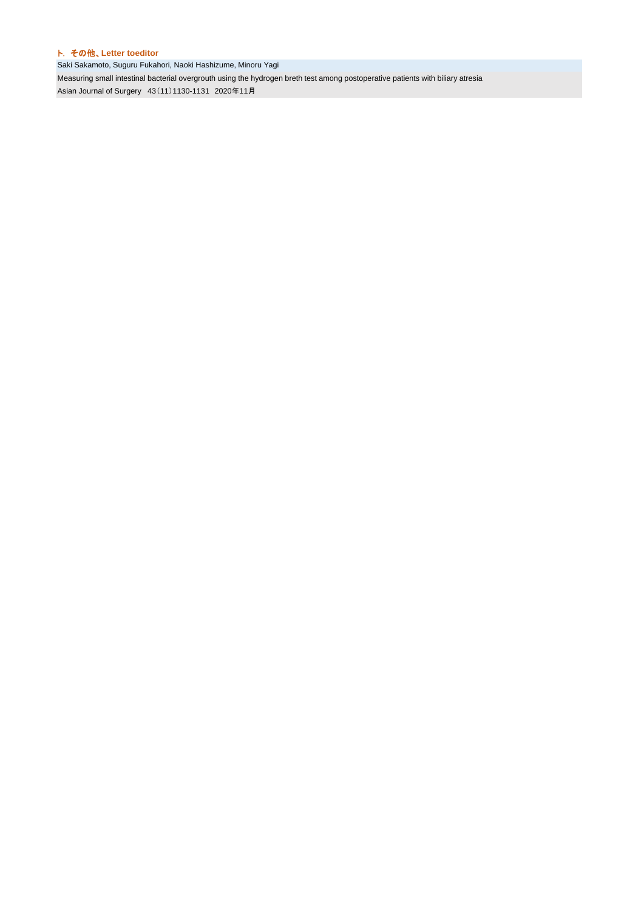### ト．その他、Letter toeditor

Saki Sakamoto, Suguru Fukahori, Naoki Hashizume, Minoru Yagi

Measuring small intestinal bacterial overgrouth using the hydrogen breth test among postoperative patients with biliary atresia

Asian Journal of Surgery　43（11）1130-1131　2020年11月